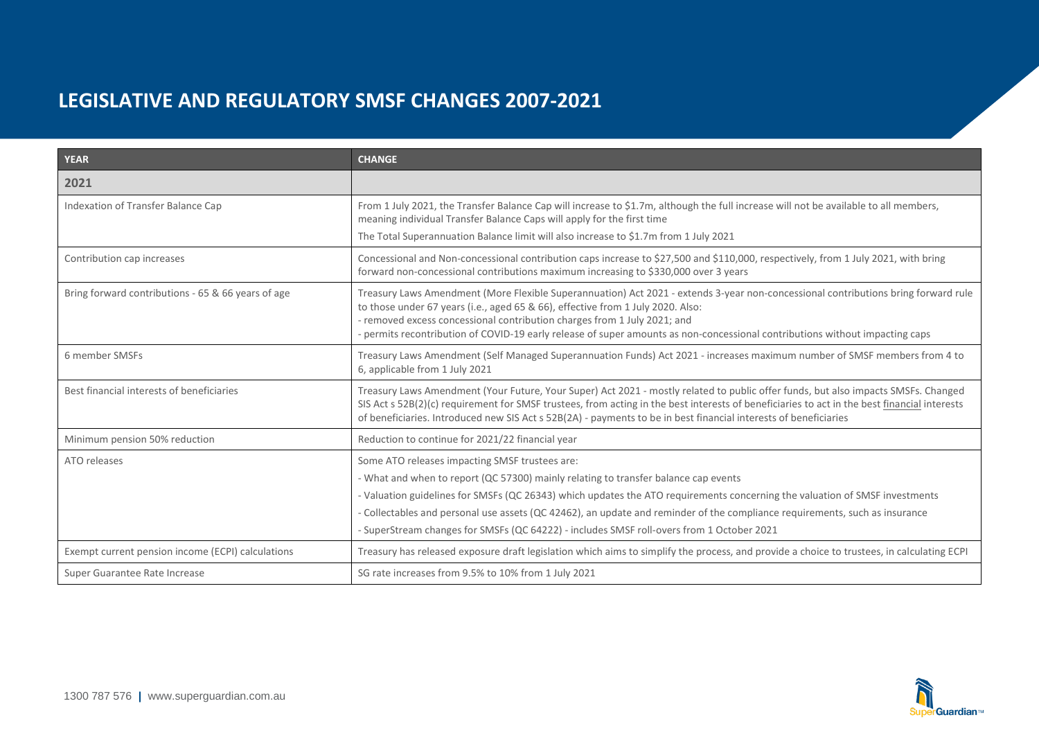# LEGISLATIVE AND REGULATORY SMSF CHANGES 2007-2021

| YEAR | CHANGE |
|---|---|
| **2021** | |
| Indexation of Transfer Balance Cap | From 1 July 2021, the Transfer Balance Cap will increase to $1.7m, although the full increase will not be available to all members, meaning individual Transfer Balance Caps will apply for the first time<br><br>The Total Superannuation Balance limit will also increase to $1.7m from 1 July 2021 |
| Contribution cap increases | Concessional and Non-concessional contribution caps increase to $27,500 and $110,000, respectively, from 1 July 2021, with bring forward non-concessional contributions maximum increasing to $330,000 over 3 years |
| Bring forward contributions - 65 & 66 years of age | Treasury Laws Amendment (More Flexible Superannuation) Act 2021 - extends 3-year non-concessional contributions bring forward rule to those under 67 years (i.e., aged 65 & 66), effective from 1 July 2020. Also:<br>- removed excess concessional contribution charges from 1 July 2021; and<br>- permits recontribution of COVID-19 early release of super amounts as non-concessional contributions without impacting caps |
| 6 member SMSFs | Treasury Laws Amendment (Self Managed Superannuation Funds) Act 2021 - increases maximum number of SMSF members from 4 to 6, applicable from 1 July 2021 |
| Best financial interests of beneficiaries | Treasury Laws Amendment (Your Future, Your Super) Act 2021 - mostly related to public offer funds, but also impacts SMSFs. Changed SIS Act s 52B(2)(c) requirement for SMSF trustees, from acting in the best interests of beneficiaries to act in the best financial interests of beneficiaries. Introduced new SIS Act s 52B(2A) - payments to be in best financial interests of beneficiaries |
| Minimum pension 50% reduction | Reduction to continue for 2021/22 financial year |
| ATO releases | Some ATO releases impacting SMSF trustees are:<br>- What and when to report (QC 57300) mainly relating to transfer balance cap events<br>- Valuation guidelines for SMSFs (QC 26343) which updates the ATO requirements concerning the valuation of SMSF investments<br>- Collectables and personal use assets (QC 42462), an update and reminder of the compliance requirements, such as insurance<br>- SuperStream changes for SMSFs (QC 64222) - includes SMSF roll-overs from 1 October 2021 |
| Exempt current pension income (ECPI) calculations | Treasury has released exposure draft legislation which aims to simplify the process, and provide a choice to trustees, in calculating ECPI |
| Super Guarantee Rate Increase | SG rate increases from 9.5% to 10% from 1 July 2021 |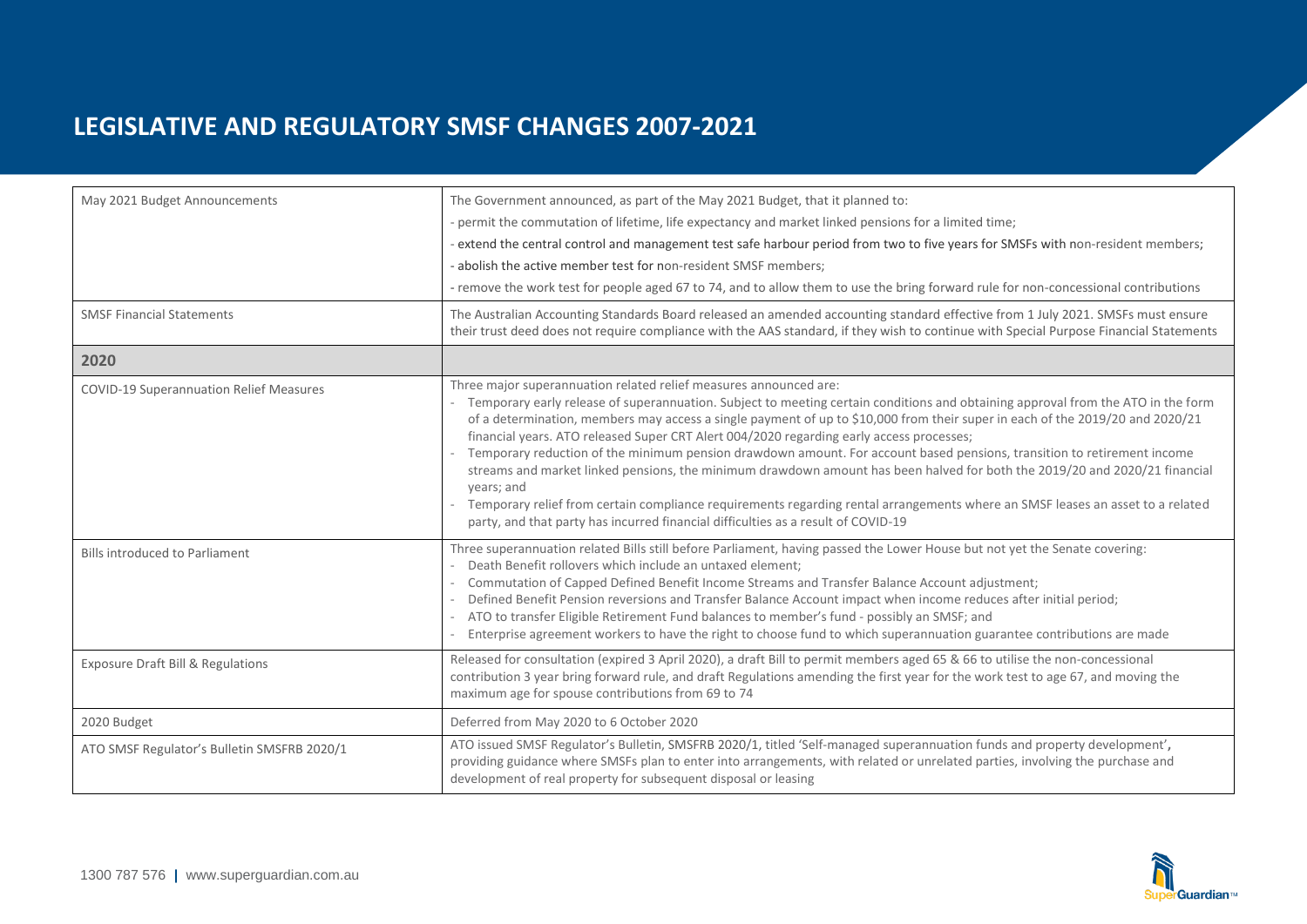# LEGISLATIVE AND REGULATORY SMSF CHANGES 2007-2021

| | |
|---|---|
| May 2021 Budget Announcements | The Government announced, as part of the May 2021 Budget, that it planned to:<br>- permit the commutation of lifetime, life expectancy and market linked pensions for a limited time;<br>- extend the central control and management test safe harbour period from two to five years for SMSFs with non-resident members;<br>- abolish the active member test for non-resident SMSF members;<br>- remove the work test for people aged 67 to 74, and to allow them to use the bring forward rule for non-concessional contributions |
| SMSF Financial Statements | The Australian Accounting Standards Board released an amended accounting standard effective from 1 July 2021. SMSFs must ensure their trust deed does not require compliance with the AAS standard, if they wish to continue with Special Purpose Financial Statements |
| **2020** | |
| COVID-19 Superannuation Relief Measures | Three major superannuation related relief measures announced are:<br>- Temporary early release of superannuation. Subject to meeting certain conditions and obtaining approval from the ATO in the form of a determination, members may access a single payment of up to $10,000 from their super in each of the 2019/20 and 2020/21 financial years. ATO released Super CRT Alert 004/2020 regarding early access processes;<br>- Temporary reduction of the minimum pension drawdown amount. For account based pensions, transition to retirement income streams and market linked pensions, the minimum drawdown amount has been halved for both the 2019/20 and 2020/21 financial years; and<br>- Temporary relief from certain compliance requirements regarding rental arrangements where an SMSF leases an asset to a related party, and that party has incurred financial difficulties as a result of COVID-19 |
| Bills introduced to Parliament | Three superannuation related Bills still before Parliament, having passed the Lower House but not yet the Senate covering:<br>- Death Benefit rollovers which include an untaxed element;<br>- Commutation of Capped Defined Benefit Income Streams and Transfer Balance Account adjustment;<br>- Defined Benefit Pension reversions and Transfer Balance Account impact when income reduces after initial period;<br>- ATO to transfer Eligible Retirement Fund balances to member's fund - possibly an SMSF; and<br>- Enterprise agreement workers to have the right to choose fund to which superannuation guarantee contributions are made |
| Exposure Draft Bill & Regulations | Released for consultation (expired 3 April 2020), a draft Bill to permit members aged 65 & 66 to utilise the non-concessional contribution 3 year bring forward rule, and draft Regulations amending the first year for the work test to age 67, and moving the maximum age for spouse contributions from 69 to 74 |
| 2020 Budget | Deferred from May 2020 to 6 October 2020 |
| ATO SMSF Regulator's Bulletin SMSFRB 2020/1 | ATO issued SMSF Regulator's Bulletin, SMSFRB 2020/1, titled 'Self-managed superannuation funds and property development', providing guidance where SMSFs plan to enter into arrangements, with related or unrelated parties, involving the purchase and development of real property for subsequent disposal or leasing |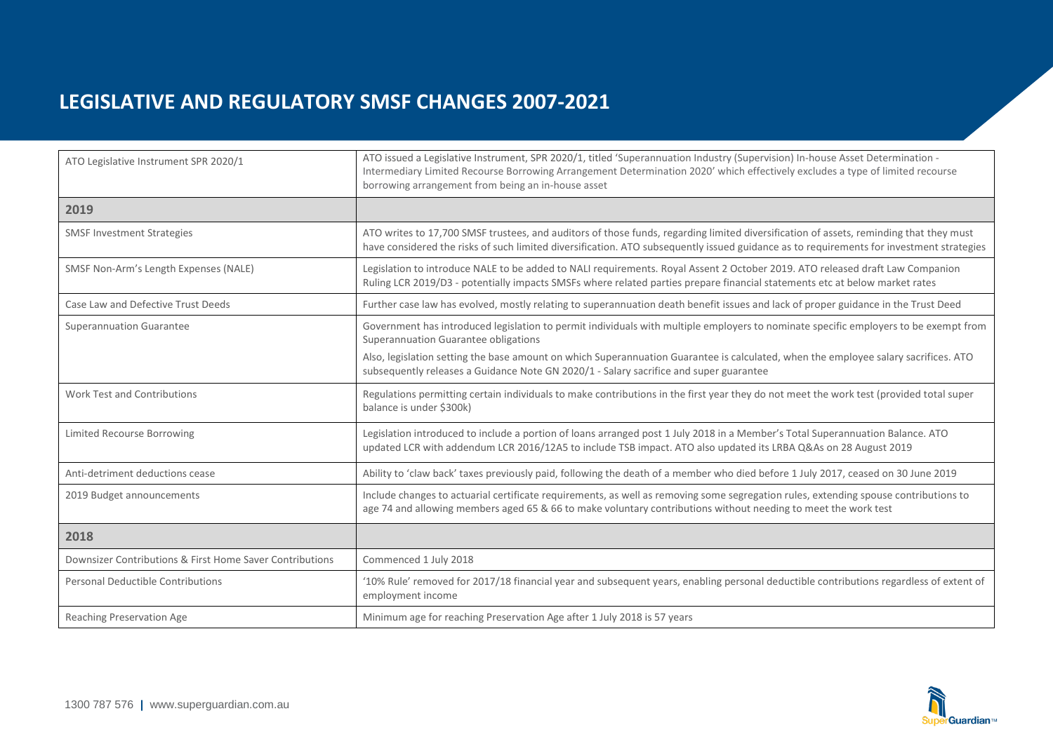# LEGISLATIVE AND REGULATORY SMSF CHANGES 2007-2021

| | |
|---|---|
| ATO Legislative Instrument SPR 2020/1 | ATO issued a Legislative Instrument, SPR 2020/1, titled 'Superannuation Industry (Supervision) In-house Asset Determination - Intermediary Limited Recourse Borrowing Arrangement Determination 2020' which effectively excludes a type of limited recourse borrowing arrangement from being an in-house asset |
| **2019** | |
| SMSF Investment Strategies | ATO writes to 17,700 SMSF trustees, and auditors of those funds, regarding limited diversification of assets, reminding that they must have considered the risks of such limited diversification. ATO subsequently issued guidance as to requirements for investment strategies |
| SMSF Non-Arm's Length Expenses (NALE) | Legislation to introduce NALE to be added to NALI requirements. Royal Assent 2 October 2019. ATO released draft Law Companion Ruling LCR 2019/D3 - potentially impacts SMSFs where related parties prepare financial statements etc at below market rates |
| Case Law and Defective Trust Deeds | Further case law has evolved, mostly relating to superannuation death benefit issues and lack of proper guidance in the Trust Deed |
| Superannuation Guarantee | Government has introduced legislation to permit individuals with multiple employers to nominate specific employers to be exempt from Superannuation Guarantee obligations<br><br>Also, legislation setting the base amount on which Superannuation Guarantee is calculated, when the employee salary sacrifices. ATO subsequently releases a Guidance Note GN 2020/1 - Salary sacrifice and super guarantee |
| Work Test and Contributions | Regulations permitting certain individuals to make contributions in the first year they do not meet the work test (provided total super balance is under \$300k) |
| Limited Recourse Borrowing | Legislation introduced to include a portion of loans arranged post 1 July 2018 in a Member's Total Superannuation Balance. ATO updated LCR with addendum LCR 2016/12A5 to include TSB impact. ATO also updated its LRBA Q&As on 28 August 2019 |
| Anti-detriment deductions cease | Ability to 'claw back' taxes previously paid, following the death of a member who died before 1 July 2017, ceased on 30 June 2019 |
| 2019 Budget announcements | Include changes to actuarial certificate requirements, as well as removing some segregation rules, extending spouse contributions to age 74 and allowing members aged 65 & 66 to make voluntary contributions without needing to meet the work test |
| **2018** | |
| Downsizer Contributions & First Home Saver Contributions | Commenced 1 July 2018 |
| Personal Deductible Contributions | '10% Rule' removed for 2017/18 financial year and subsequent years, enabling personal deductible contributions regardless of extent of employment income |
| Reaching Preservation Age | Minimum age for reaching Preservation Age after 1 July 2018 is 57 years |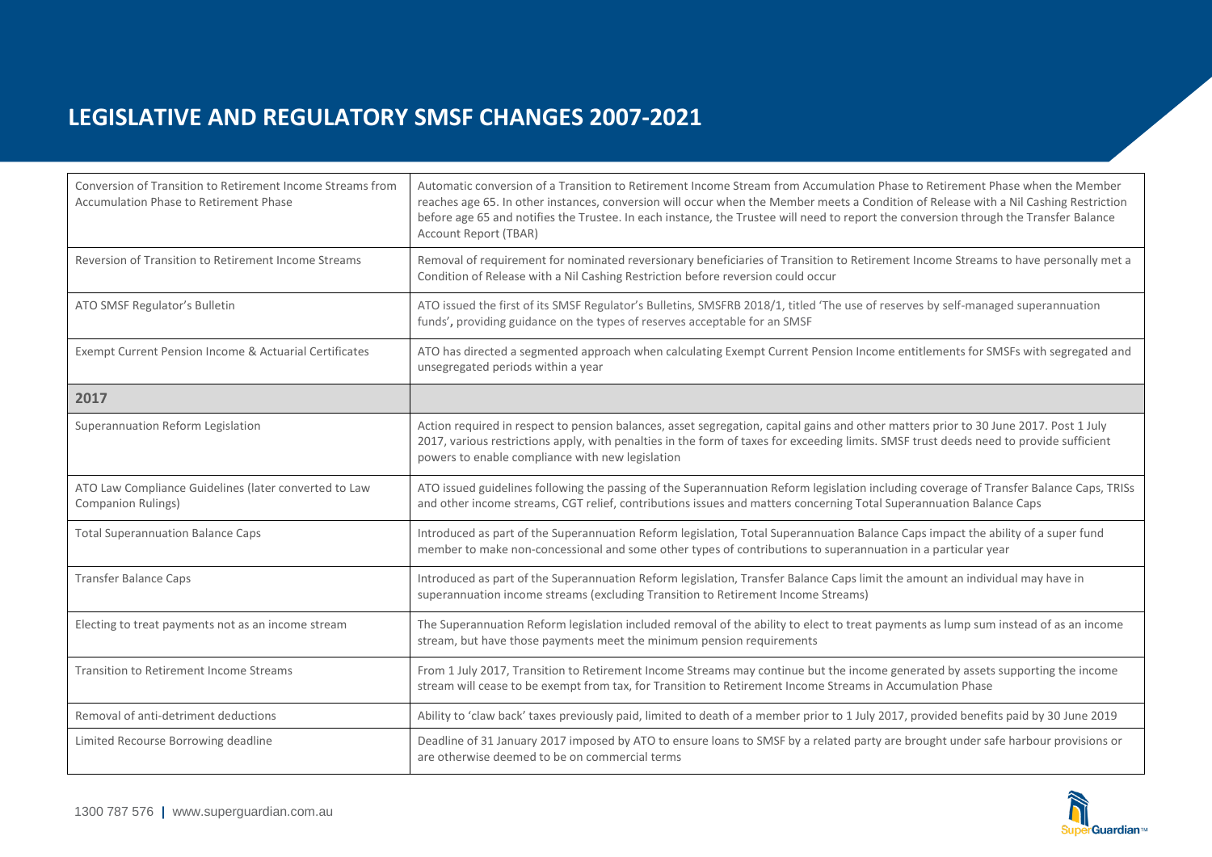## LEGISLATIVE AND REGULATORY SMSF CHANGES 2007-2021

| | |
|---|---|
| Conversion of Transition to Retirement Income Streams from Accumulation Phase to Retirement Phase | Automatic conversion of a Transition to Retirement Income Stream from Accumulation Phase to Retirement Phase when the Member reaches age 65. In other instances, conversion will occur when the Member meets a Condition of Release with a Nil Cashing Restriction before age 65 and notifies the Trustee. In each instance, the Trustee will need to report the conversion through the Transfer Balance Account Report (TBAR) |
| Reversion of Transition to Retirement Income Streams | Removal of requirement for nominated reversionary beneficiaries of Transition to Retirement Income Streams to have personally met a Condition of Release with a Nil Cashing Restriction before reversion could occur |
| ATO SMSF Regulator's Bulletin | ATO issued the first of its SMSF Regulator's Bulletins, SMSFRB 2018/1, titled 'The use of reserves by self-managed superannuation funds'**,** providing guidance on the types of reserves acceptable for an SMSF |
| Exempt Current Pension Income & Actuarial Certificates | ATO has directed a segmented approach when calculating Exempt Current Pension Income entitlements for SMSFs with segregated and unsegregated periods within a year |
| **2017** | |
| Superannuation Reform Legislation | Action required in respect to pension balances, asset segregation, capital gains and other matters prior to 30 June 2017. Post 1 July 2017, various restrictions apply, with penalties in the form of taxes for exceeding limits. SMSF trust deeds need to provide sufficient powers to enable compliance with new legislation |
| ATO Law Compliance Guidelines (later converted to Law Companion Rulings) | ATO issued guidelines following the passing of the Superannuation Reform legislation including coverage of Transfer Balance Caps, TRISs and other income streams, CGT relief, contributions issues and matters concerning Total Superannuation Balance Caps |
| Total Superannuation Balance Caps | Introduced as part of the Superannuation Reform legislation, Total Superannuation Balance Caps impact the ability of a super fund member to make non-concessional and some other types of contributions to superannuation in a particular year |
| Transfer Balance Caps | Introduced as part of the Superannuation Reform legislation, Transfer Balance Caps limit the amount an individual may have in superannuation income streams (excluding Transition to Retirement Income Streams) |
| Electing to treat payments not as an income stream | The Superannuation Reform legislation included removal of the ability to elect to treat payments as lump sum instead of as an income stream, but have those payments meet the minimum pension requirements |
| Transition to Retirement Income Streams | From 1 July 2017, Transition to Retirement Income Streams may continue but the income generated by assets supporting the income stream will cease to be exempt from tax, for Transition to Retirement Income Streams in Accumulation Phase |
| Removal of anti-detriment deductions | Ability to 'claw back' taxes previously paid, limited to death of a member prior to 1 July 2017, provided benefits paid by 30 June 2019 |
| Limited Recourse Borrowing deadline | Deadline of 31 January 2017 imposed by ATO to ensure loans to SMSF by a related party are brought under safe harbour provisions or are otherwise deemed to be on commercial terms |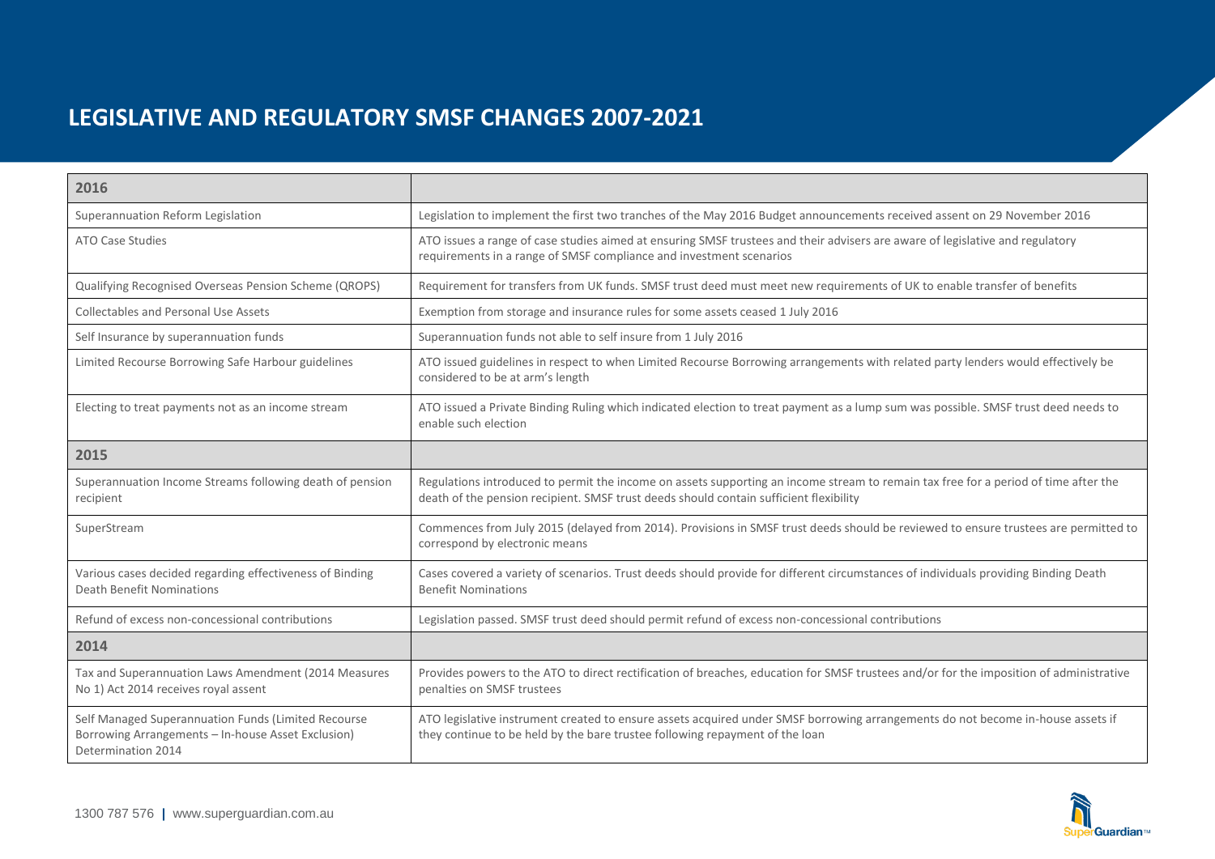# LEGISLATIVE AND REGULATORY SMSF CHANGES 2007-2021

| 2016 | |
|---|---|
| Superannuation Reform Legislation | Legislation to implement the first two tranches of the May 2016 Budget announcements received assent on 29 November 2016 |
| ATO Case Studies | ATO issues a range of case studies aimed at ensuring SMSF trustees and their advisers are aware of legislative and regulatory requirements in a range of SMSF compliance and investment scenarios |
| Qualifying Recognised Overseas Pension Scheme (QROPS) | Requirement for transfers from UK funds. SMSF trust deed must meet new requirements of UK to enable transfer of benefits |
| Collectables and Personal Use Assets | Exemption from storage and insurance rules for some assets ceased 1 July 2016 |
| Self Insurance by superannuation funds | Superannuation funds not able to self insure from 1 July 2016 |
| Limited Recourse Borrowing Safe Harbour guidelines | ATO issued guidelines in respect to when Limited Recourse Borrowing arrangements with related party lenders would effectively be considered to be at arm's length |
| Electing to treat payments not as an income stream | ATO issued a Private Binding Ruling which indicated election to treat payment as a lump sum was possible. SMSF trust deed needs to enable such election |
| **2015** | |
| Superannuation Income Streams following death of pension recipient | Regulations introduced to permit the income on assets supporting an income stream to remain tax free for a period of time after the death of the pension recipient. SMSF trust deeds should contain sufficient flexibility |
| SuperStream | Commences from July 2015 (delayed from 2014). Provisions in SMSF trust deeds should be reviewed to ensure trustees are permitted to correspond by electronic means |
| Various cases decided regarding effectiveness of Binding Death Benefit Nominations | Cases covered a variety of scenarios. Trust deeds should provide for different circumstances of individuals providing Binding Death Benefit Nominations |
| Refund of excess non-concessional contributions | Legislation passed. SMSF trust deed should permit refund of excess non-concessional contributions |
| **2014** | |
| Tax and Superannuation Laws Amendment (2014 Measures No 1) Act 2014 receives royal assent | Provides powers to the ATO to direct rectification of breaches, education for SMSF trustees and/or for the imposition of administrative penalties on SMSF trustees |
| Self Managed Superannuation Funds (Limited Recourse Borrowing Arrangements – In-house Asset Exclusion) Determination 2014 | ATO legislative instrument created to ensure assets acquired under SMSF borrowing arrangements do not become in-house assets if they continue to be held by the bare trustee following repayment of the loan |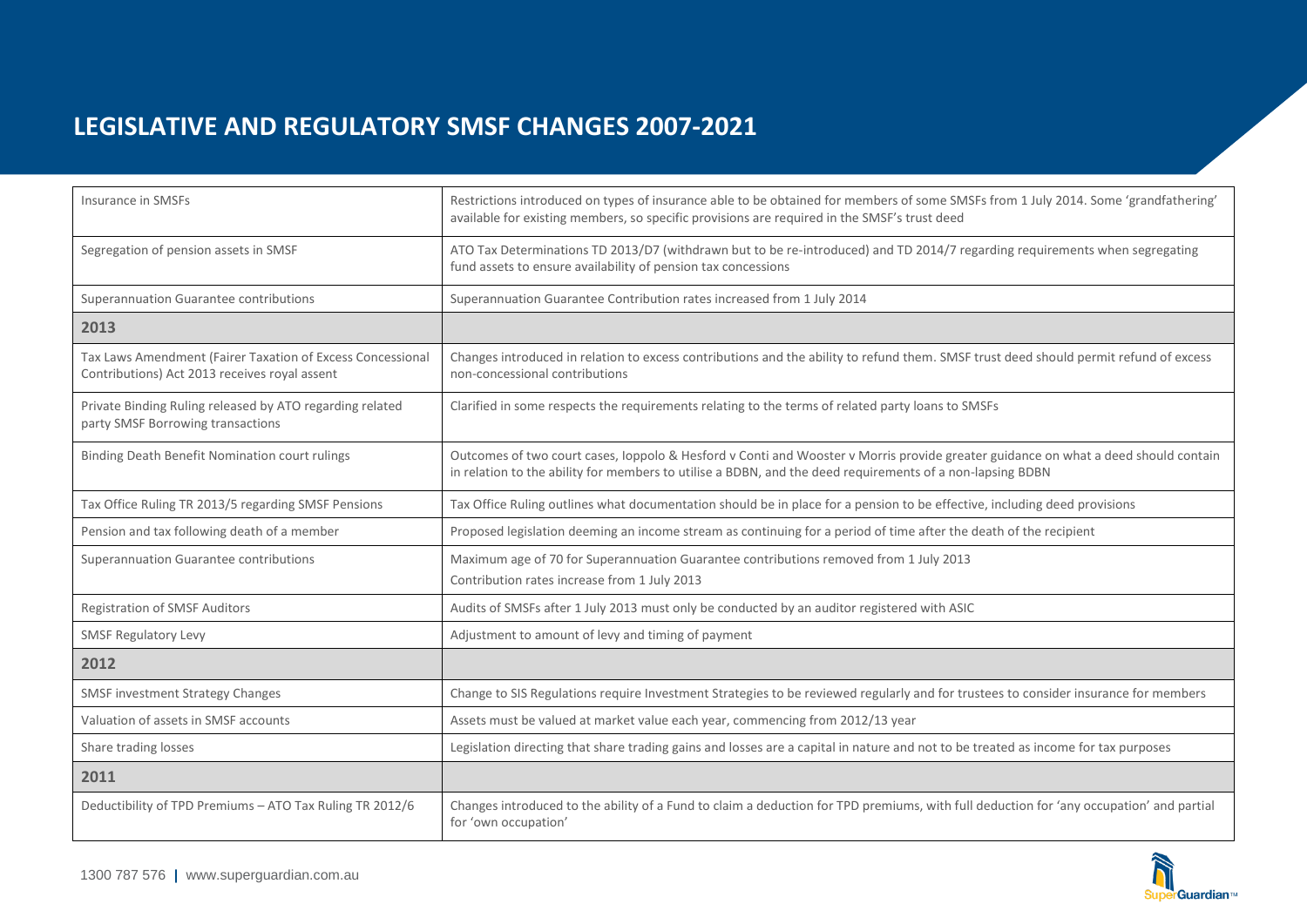# LEGISLATIVE AND REGULATORY SMSF CHANGES 2007-2021

| | |
|---|---|
| Insurance in SMSFs | Restrictions introduced on types of insurance able to be obtained for members of some SMSFs from 1 July 2014. Some 'grandfathering' available for existing members, so specific provisions are required in the SMSF's trust deed |
| Segregation of pension assets in SMSF | ATO Tax Determinations TD 2013/D7 (withdrawn but to be re-introduced) and TD 2014/7 regarding requirements when segregating fund assets to ensure availability of pension tax concessions |
| Superannuation Guarantee contributions | Superannuation Guarantee Contribution rates increased from 1 July 2014 |
| **2013** | |
| Tax Laws Amendment (Fairer Taxation of Excess Concessional Contributions) Act 2013 receives royal assent | Changes introduced in relation to excess contributions and the ability to refund them. SMSF trust deed should permit refund of excess non-concessional contributions |
| Private Binding Ruling released by ATO regarding related party SMSF Borrowing transactions | Clarified in some respects the requirements relating to the terms of related party loans to SMSFs |
| Binding Death Benefit Nomination court rulings | Outcomes of two court cases, Ioppolo & Hesford v Conti and Wooster v Morris provide greater guidance on what a deed should contain in relation to the ability for members to utilise a BDBN, and the deed requirements of a non-lapsing BDBN |
| Tax Office Ruling TR 2013/5 regarding SMSF Pensions | Tax Office Ruling outlines what documentation should be in place for a pension to be effective, including deed provisions |
| Pension and tax following death of a member | Proposed legislation deeming an income stream as continuing for a period of time after the death of the recipient |
| Superannuation Guarantee contributions | Maximum age of 70 for Superannuation Guarantee contributions removed from 1 July 2013<br>Contribution rates increase from 1 July 2013 |
| Registration of SMSF Auditors | Audits of SMSFs after 1 July 2013 must only be conducted by an auditor registered with ASIC |
| SMSF Regulatory Levy | Adjustment to amount of levy and timing of payment |
| **2012** | |
| SMSF investment Strategy Changes | Change to SIS Regulations require Investment Strategies to be reviewed regularly and for trustees to consider insurance for members |
| Valuation of assets in SMSF accounts | Assets must be valued at market value each year, commencing from 2012/13 year |
| Share trading losses | Legislation directing that share trading gains and losses are a capital in nature and not to be treated as income for tax purposes |
| **2011** | |
| Deductibility of TPD Premiums – ATO Tax Ruling TR 2012/6 | Changes introduced to the ability of a Fund to claim a deduction for TPD premiums, with full deduction for 'any occupation' and partial for 'own occupation' |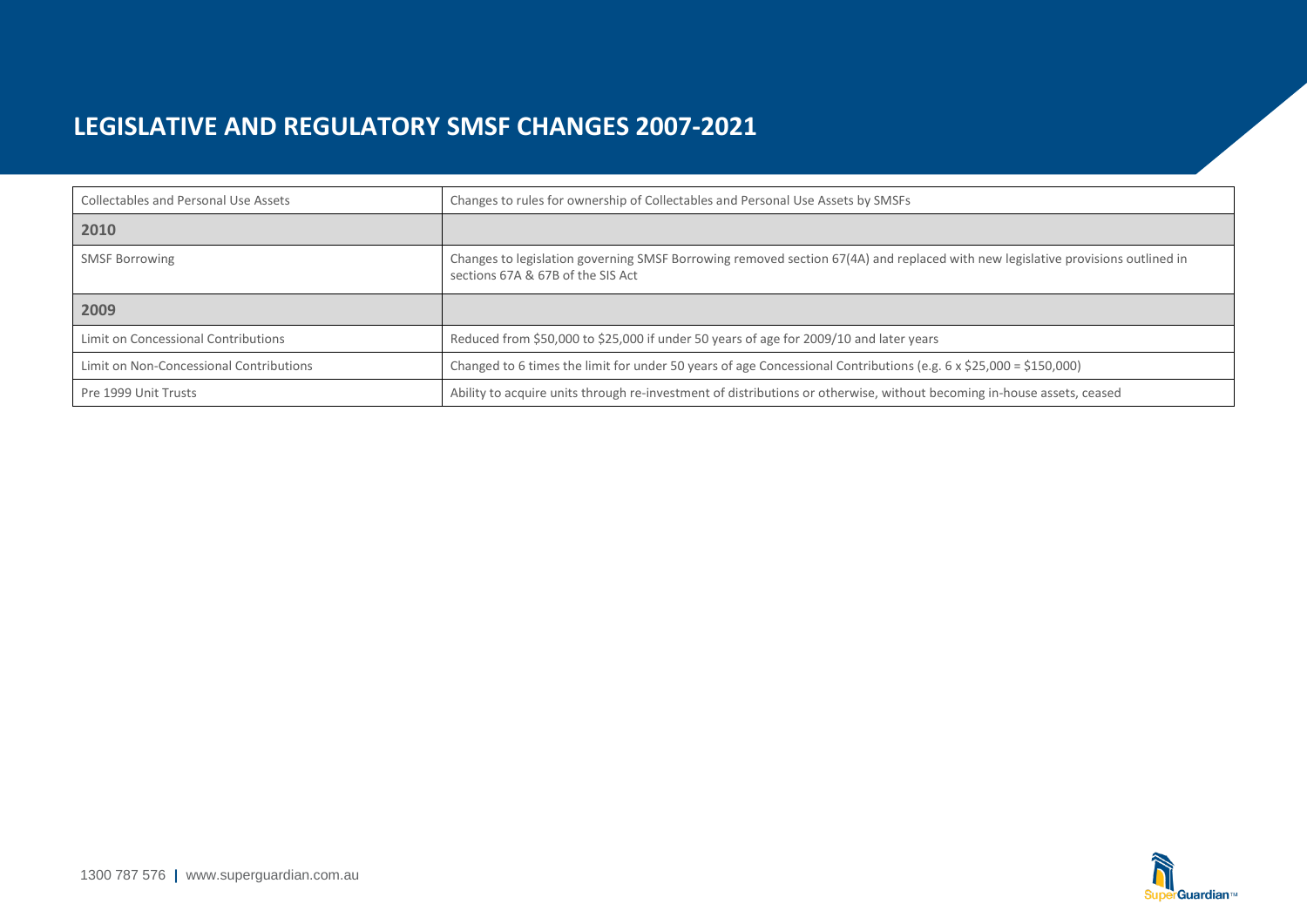# LEGISLATIVE AND REGULATORY SMSF CHANGES 2007-2021

| | |
|---|---|
| Collectables and Personal Use Assets | Changes to rules for ownership of Collectables and Personal Use Assets by SMSFs |
| **2010** | |
| SMSF Borrowing | Changes to legislation governing SMSF Borrowing removed section 67(4A) and replaced with new legislative provisions outlined in sections 67A & 67B of the SIS Act |
| **2009** | |
| Limit on Concessional Contributions | Reduced from $50,000 to $25,000 if under 50 years of age for 2009/10 and later years |
| Limit on Non-Concessional Contributions | Changed to 6 times the limit for under 50 years of age Concessional Contributions (e.g. 6 x $25,000 = $150,000) |
| Pre 1999 Unit Trusts | Ability to acquire units through re-investment of distributions or otherwise, without becoming in-house assets, ceased |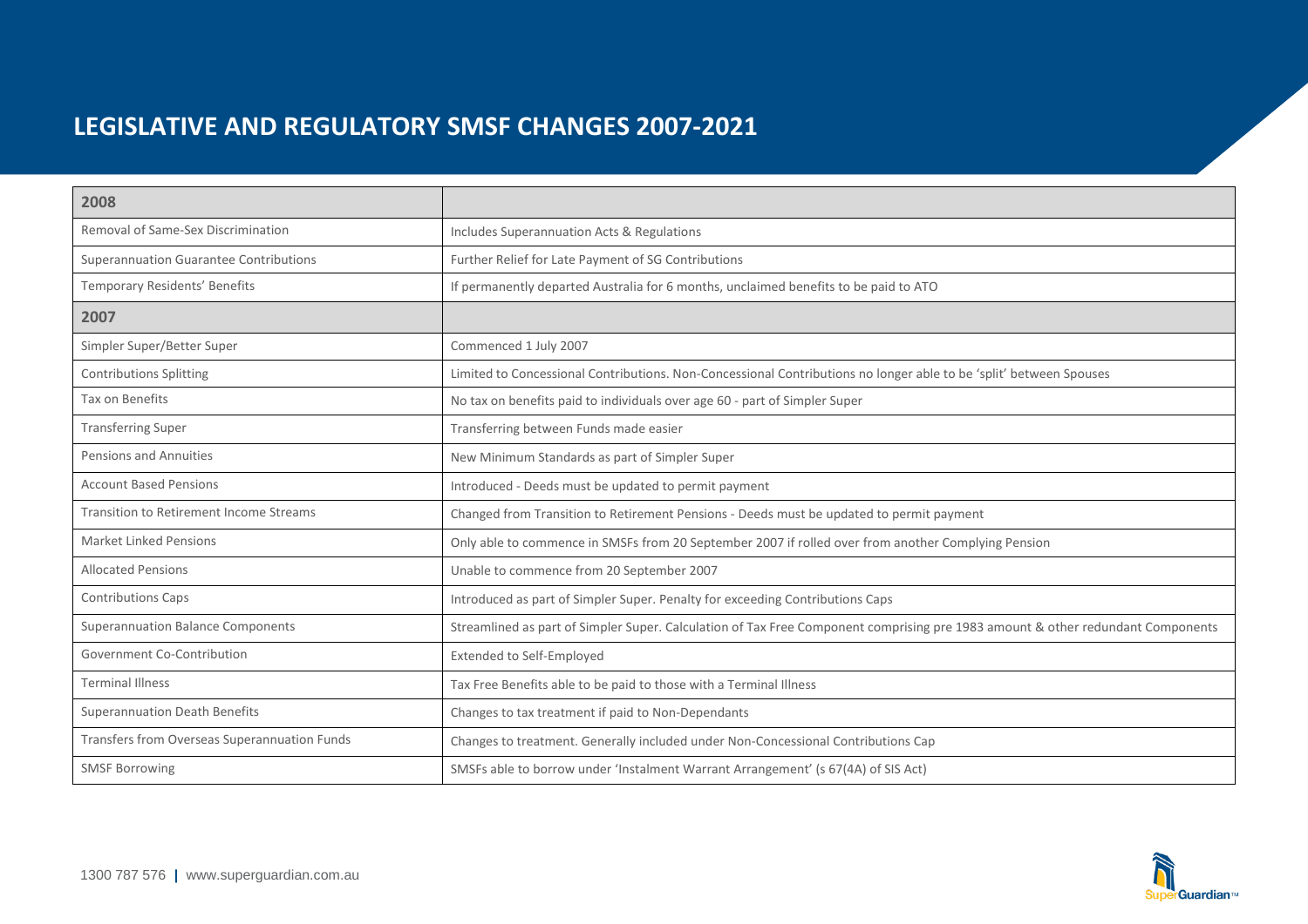# LEGISLATIVE AND REGULATORY SMSF CHANGES 2007-2021

| | |
|---|---|
| **2008** | |
| Removal of Same-Sex Discrimination | Includes Superannuation Acts & Regulations |
| Superannuation Guarantee Contributions | Further Relief for Late Payment of SG Contributions |
| Temporary Residents' Benefits | If permanently departed Australia for 6 months, unclaimed benefits to be paid to ATO |
| **2007** | |
| Simpler Super/Better Super | Commenced 1 July 2007 |
| Contributions Splitting | Limited to Concessional Contributions. Non-Concessional Contributions no longer able to be 'split' between Spouses |
| Tax on Benefits | No tax on benefits paid to individuals over age 60 - part of Simpler Super |
| Transferring Super | Transferring between Funds made easier |
| Pensions and Annuities | New Minimum Standards as part of Simpler Super |
| Account Based Pensions | Introduced - Deeds must be updated to permit payment |
| Transition to Retirement Income Streams | Changed from Transition to Retirement Pensions - Deeds must be updated to permit payment |
| Market Linked Pensions | Only able to commence in SMSFs from 20 September 2007 if rolled over from another Complying Pension |
| Allocated Pensions | Unable to commence from 20 September 2007 |
| Contributions Caps | Introduced as part of Simpler Super. Penalty for exceeding Contributions Caps |
| Superannuation Balance Components | Streamlined as part of Simpler Super. Calculation of Tax Free Component comprising pre 1983 amount & other redundant Components |
| Government Co-Contribution | Extended to Self-Employed |
| Terminal Illness | Tax Free Benefits able to be paid to those with a Terminal Illness |
| Superannuation Death Benefits | Changes to tax treatment if paid to Non-Dependants |
| Transfers from Overseas Superannuation Funds | Changes to treatment. Generally included under Non-Concessional Contributions Cap |
| SMSF Borrowing | SMSFs able to borrow under 'Instalment Warrant Arrangement' (s 67(4A) of SIS Act) |